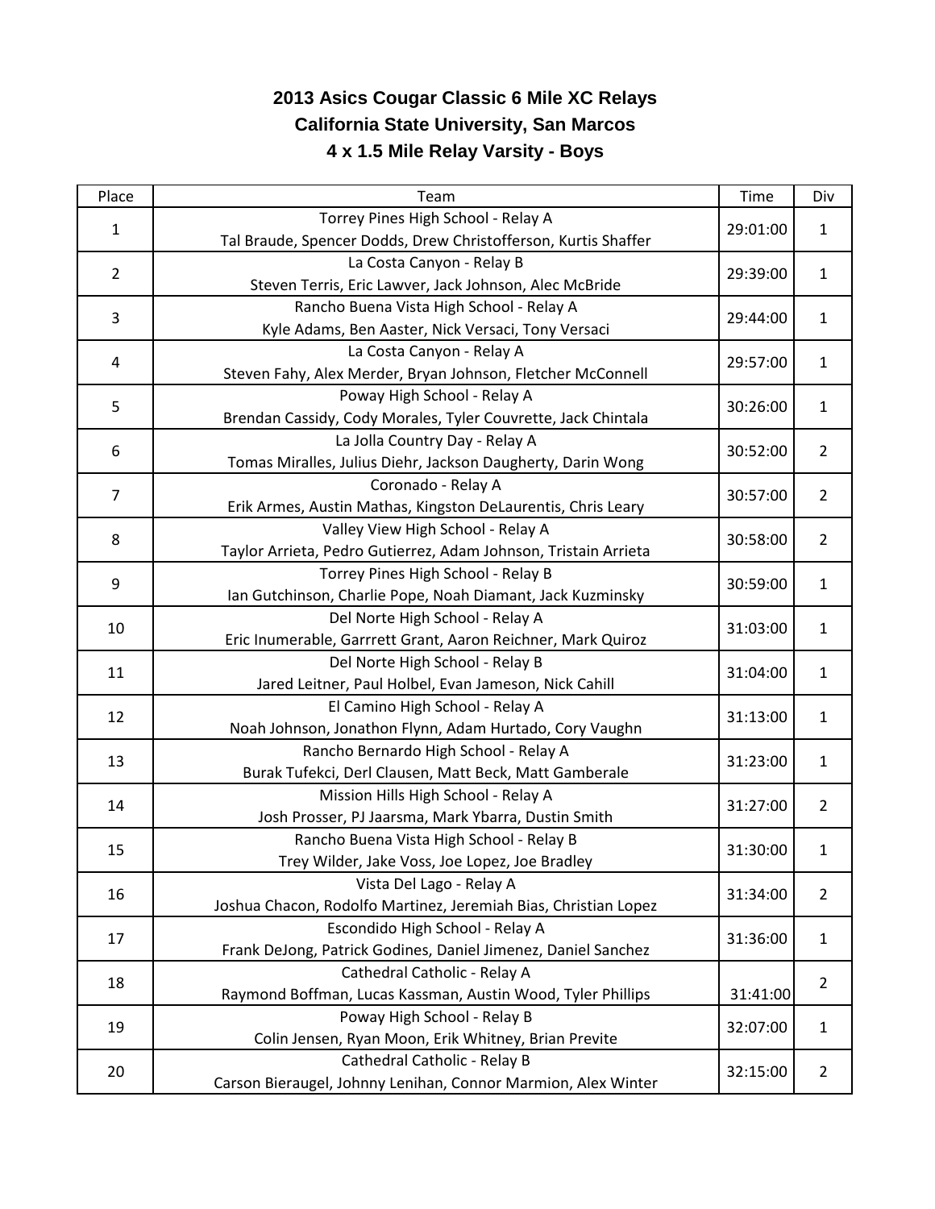## 2013 Asics Cougar Classic 6 Mile XC Relays
## California State University, San Marcos
## 4 x 1.5 Mile Relay Varsity - Boys

| Place | Team | Time | Div |
|---|---|---|---|
| 1 | Torrey Pines High School - Relay A<br>Tal Braude, Spencer Dodds, Drew Christofferson, Kurtis Shaffer | 29:01:00 | 1 |
| 2 | La Costa Canyon - Relay B<br>Steven Terris, Eric Lawver, Jack Johnson, Alec McBride | 29:39:00 | 1 |
| 3 | Rancho Buena Vista High School - Relay A<br>Kyle Adams, Ben Aaster, Nick Versaci, Tony Versaci | 29:44:00 | 1 |
| 4 | La Costa Canyon - Relay A<br>Steven Fahy, Alex Merder, Bryan Johnson, Fletcher McConnell | 29:57:00 | 1 |
| 5 | Poway High School - Relay A<br>Brendan Cassidy, Cody Morales, Tyler Couvrette, Jack Chintala | 30:26:00 | 1 |
| 6 | La Jolla Country Day - Relay A<br>Tomas Miralles, Julius Diehr, Jackson Daugherty, Darin Wong | 30:52:00 | 2 |
| 7 | Coronado - Relay A<br>Erik Armes, Austin Mathas, Kingston DeLaurentis, Chris Leary | 30:57:00 | 2 |
| 8 | Valley View High School - Relay A<br>Taylor Arrieta, Pedro Gutierrez, Adam Johnson, Tristain Arrieta | 30:58:00 | 2 |
| 9 | Torrey Pines High School - Relay B<br>Ian Gutchinson, Charlie Pope, Noah Diamant, Jack Kuzminsky | 30:59:00 | 1 |
| 10 | Del Norte High School - Relay A<br>Eric Inumerable, Garrrett Grant, Aaron Reichner, Mark Quiroz | 31:03:00 | 1 |
| 11 | Del Norte High School - Relay B<br>Jared Leitner, Paul Holbel, Evan Jameson, Nick Cahill | 31:04:00 | 1 |
| 12 | El Camino High School - Relay A<br>Noah Johnson, Jonathon Flynn, Adam Hurtado, Cory Vaughn | 31:13:00 | 1 |
| 13 | Rancho Bernardo High School - Relay A<br>Burak Tufekci, Derl Clausen, Matt Beck, Matt Gamberale | 31:23:00 | 1 |
| 14 | Mission Hills High School - Relay A<br>Josh Prosser, PJ Jaarsma, Mark Ybarra, Dustin Smith | 31:27:00 | 2 |
| 15 | Rancho Buena Vista High School - Relay B<br>Trey Wilder, Jake Voss, Joe Lopez, Joe Bradley | 31:30:00 | 1 |
| 16 | Vista Del Lago - Relay A<br>Joshua Chacon, Rodolfo Martinez, Jeremiah Bias, Christian Lopez | 31:34:00 | 2 |
| 17 | Escondido High School - Relay A<br>Frank DeJong, Patrick Godines, Daniel Jimenez, Daniel Sanchez | 31:36:00 | 1 |
| 18 | Cathedral Catholic - Relay A<br>Raymond Boffman, Lucas Kassman, Austin Wood, Tyler Phillips | 31:41:00 | 2 |
| 19 | Poway High School - Relay B<br>Colin Jensen, Ryan Moon, Erik Whitney, Brian Previte | 32:07:00 | 1 |
| 20 | Cathedral Catholic - Relay B<br>Carson Bieraugel, Johnny Lenihan, Connor Marmion, Alex Winter | 32:15:00 | 2 |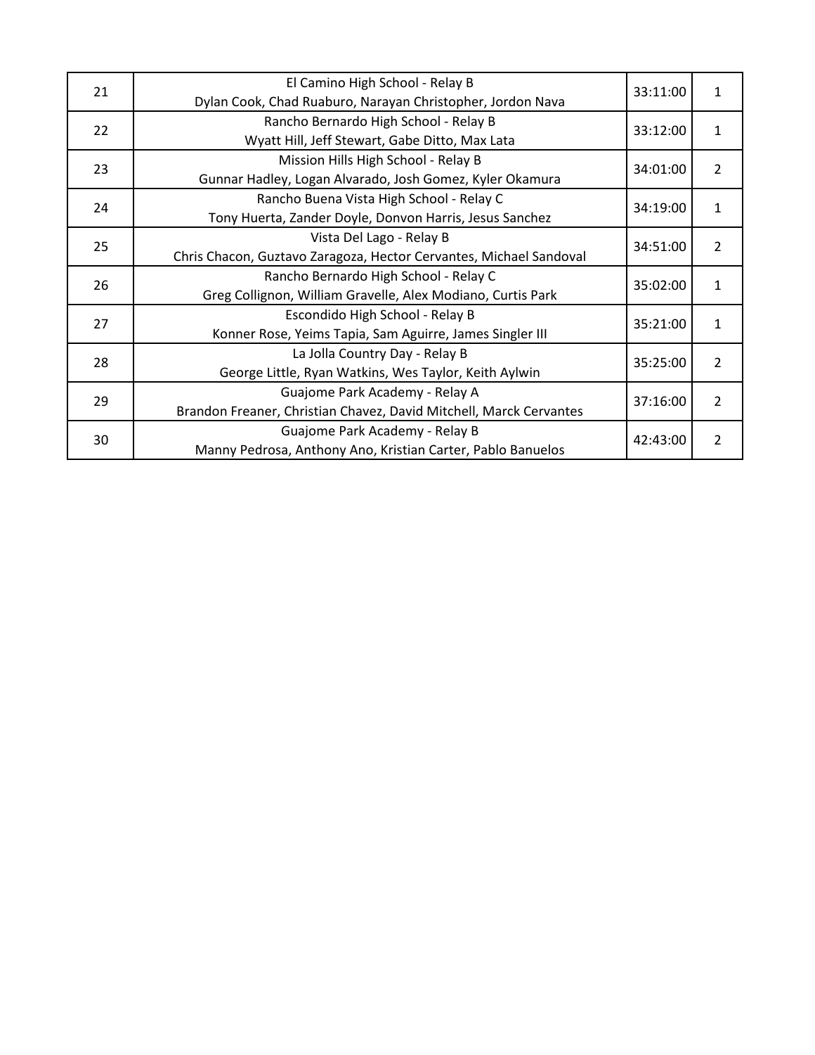| | | | |
|---|---|---|---|
| 21 | El Camino High School - Relay B<br>Dylan Cook, Chad Ruaburo, Narayan Christopher, Jordon Nava | 33:11:00 | 1 |
| 22 | Rancho Bernardo High School - Relay B<br>Wyatt Hill, Jeff Stewart, Gabe Ditto, Max Lata | 33:12:00 | 1 |
| 23 | Mission Hills High School - Relay B<br>Gunnar Hadley, Logan Alvarado, Josh Gomez, Kyler Okamura | 34:01:00 | 2 |
| 24 | Rancho Buena Vista High School - Relay C<br>Tony Huerta, Zander Doyle, Donvon Harris, Jesus Sanchez | 34:19:00 | 1 |
| 25 | Vista Del Lago - Relay B<br>Chris Chacon, Guztavo Zaragoza, Hector Cervantes, Michael Sandoval | 34:51:00 | 2 |
| 26 | Rancho Bernardo High School - Relay C<br>Greg Collignon, William Gravelle, Alex Modiano, Curtis Park | 35:02:00 | 1 |
| 27 | Escondido High School - Relay B<br>Konner Rose, Yeims Tapia, Sam Aguirre, James Singler III | 35:21:00 | 1 |
| 28 | La Jolla Country Day - Relay B<br>George Little, Ryan Watkins, Wes Taylor, Keith Aylwin | 35:25:00 | 2 |
| 29 | Guajome Park Academy - Relay A<br>Brandon Freaner, Christian Chavez, David Mitchell, Marck Cervantes | 37:16:00 | 2 |
| 30 | Guajome Park Academy - Relay B<br>Manny Pedrosa, Anthony Ano, Kristian Carter, Pablo Banuelos | 42:43:00 | 2 |